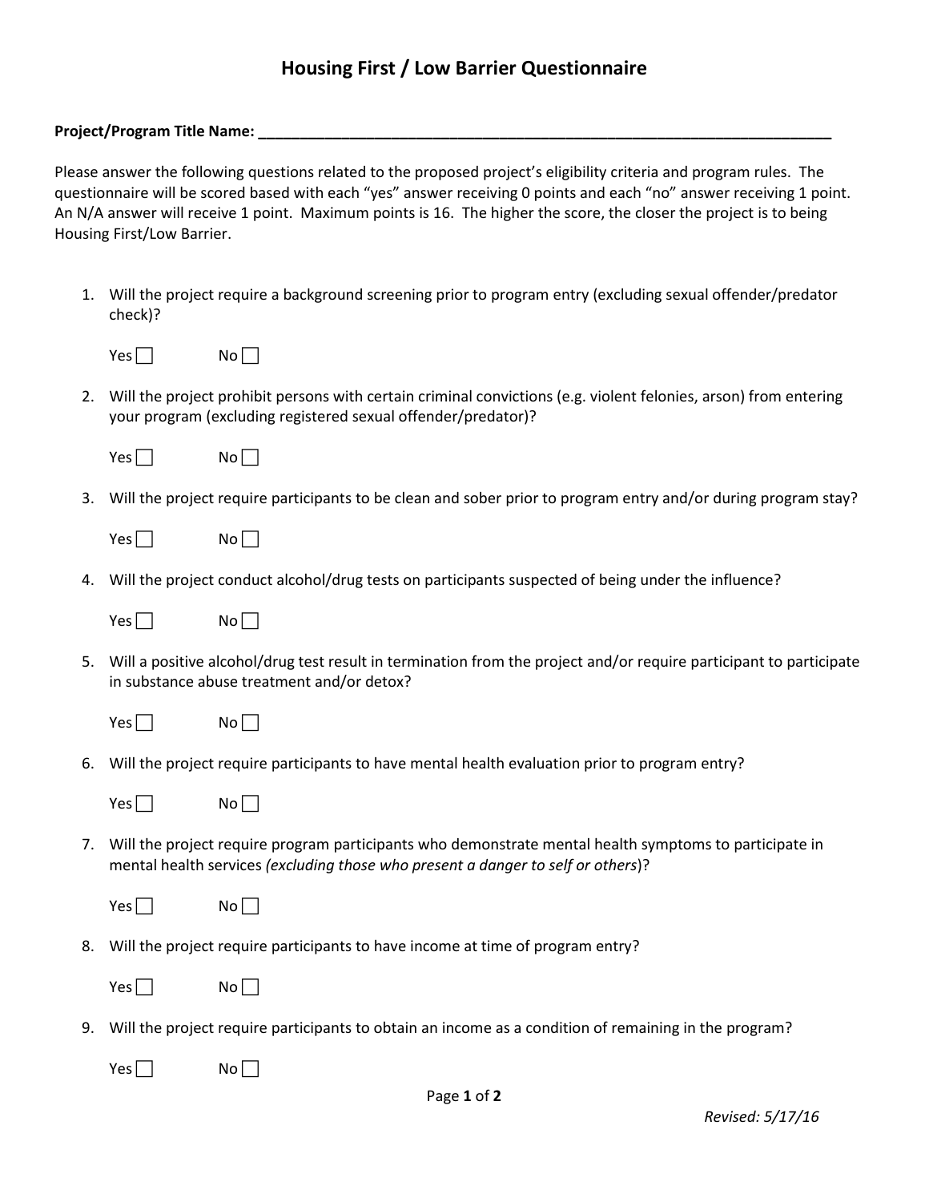# Housing First / Low Barrier Questionnaire

**Project/Program Title Name:** ___________________________________________________________________________

Please answer the following questions related to the proposed project's eligibility criteria and program rules. The questionnaire will be scored based with each "yes" answer receiving 0 points and each "no" answer receiving 1 point. An N/A answer will receive 1 point. Maximum points is 16. The higher the score, the closer the project is to being Housing First/Low Barrier.

1. Will the project require a background screening prior to program entry (excluding sexual offender/predator check)?

   Yes ☐ No ☐

2. Will the project prohibit persons with certain criminal convictions (e.g. violent felonies, arson) from entering your program (excluding registered sexual offender/predator)?

   Yes ☐ No ☐

3. Will the project require participants to be clean and sober prior to program entry and/or during program stay?

   Yes ☐ No ☐

4. Will the project conduct alcohol/drug tests on participants suspected of being under the influence?

   Yes ☐ No ☐

5. Will a positive alcohol/drug test result in termination from the project and/or require participant to participate in substance abuse treatment and/or detox?

   Yes ☐ No ☐

6. Will the project require participants to have mental health evaluation prior to program entry?

   Yes ☐ No ☐

7. Will the project require program participants who demonstrate mental health symptoms to participate in mental health services *(excluding those who present a danger to self or others)*?

   Yes ☐ No ☐

8. Will the project require participants to have income at time of program entry?

   Yes ☐ No ☐

9. Will the project require participants to obtain an income as a condition of remaining in the program?

   Yes ☐ No ☐

*Revised: 5/17/16*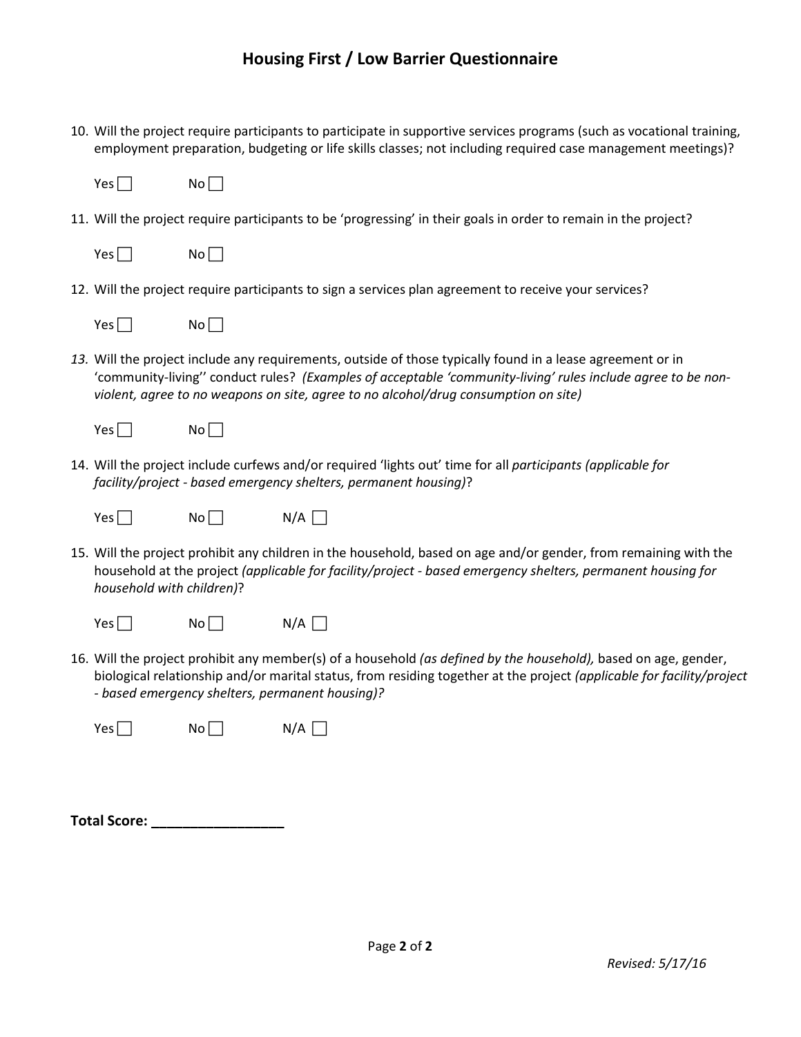# Housing First / Low Barrier Questionnaire

10. Will the project require participants to participate in supportive services programs (such as vocational training, employment preparation, budgeting or life skills classes; not including required case management meetings)?

    Yes ☐ No ☐

11. Will the project require participants to be 'progressing' in their goals in order to remain in the project?

    Yes ☐ No ☐

12. Will the project require participants to sign a services plan agreement to receive your services?

    Yes ☐ No ☐

13. Will the project include any requirements, outside of those typically found in a lease agreement or in 'community-living'' conduct rules? *(Examples of acceptable 'community-living' rules include agree to be non-violent, agree to no weapons on site, agree to no alcohol/drug consumption on site)*

    Yes ☐ No ☐

14. Will the project include curfews and/or required 'lights out' time for all *participants (applicable for facility/project - based emergency shelters, permanent housing)*?

    Yes ☐ No ☐ N/A ☐

15. Will the project prohibit any children in the household, based on age and/or gender, from remaining with the household at the project *(applicable for facility/project - based emergency shelters, permanent housing for household with children)*?

    Yes ☐ No ☐ N/A ☐

16. Will the project prohibit any member(s) of a household *(as defined by the household),* based on age, gender, biological relationship and/or marital status, from residing together at the project *(applicable for facility/project - based emergency shelters, permanent housing)?*

    Yes ☐ No ☐ N/A ☐

**Total Score: _________________**

*Revised: 5/17/16*